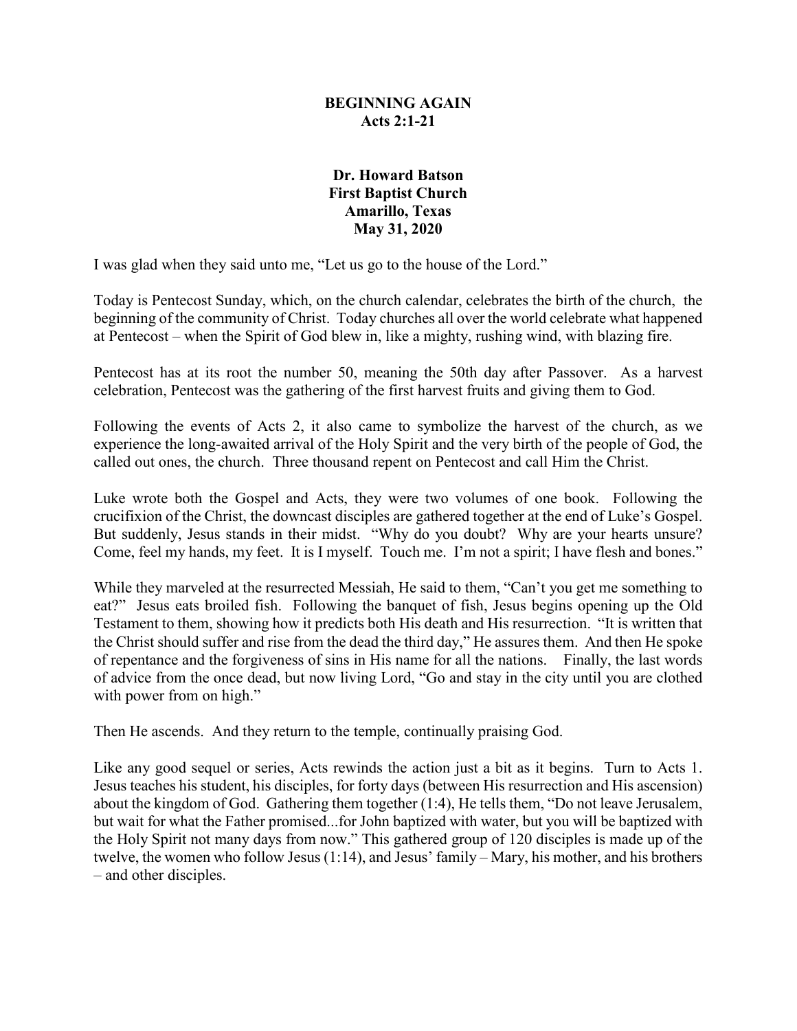# BEGINNING AGAIN

**Acts 2:1-21**

**Dr. Howard Batson**
**First Baptist Church**
**Amarillo, Texas**
**May 31, 2020**

I was glad when they said unto me, "Let us go to the house of the Lord."

Today is Pentecost Sunday, which, on the church calendar, celebrates the birth of the church, the beginning of the community of Christ. Today churches all over the world celebrate what happened at Pentecost – when the Spirit of God blew in, like a mighty, rushing wind, with blazing fire.

Pentecost has at its root the number 50, meaning the 50th day after Passover. As a harvest celebration, Pentecost was the gathering of the first harvest fruits and giving them to God.

Following the events of Acts 2, it also came to symbolize the harvest of the church, as we experience the long-awaited arrival of the Holy Spirit and the very birth of the people of God, the called out ones, the church. Three thousand repent on Pentecost and call Him the Christ.

Luke wrote both the Gospel and Acts, they were two volumes of one book. Following the crucifixion of the Christ, the downcast disciples are gathered together at the end of Luke's Gospel. But suddenly, Jesus stands in their midst. "Why do you doubt? Why are your hearts unsure? Come, feel my hands, my feet. It is I myself. Touch me. I'm not a spirit; I have flesh and bones."

While they marveled at the resurrected Messiah, He said to them, "Can't you get me something to eat?" Jesus eats broiled fish. Following the banquet of fish, Jesus begins opening up the Old Testament to them, showing how it predicts both His death and His resurrection. "It is written that the Christ should suffer and rise from the dead the third day," He assures them. And then He spoke of repentance and the forgiveness of sins in His name for all the nations. Finally, the last words of advice from the once dead, but now living Lord, "Go and stay in the city until you are clothed with power from on high."

Then He ascends. And they return to the temple, continually praising God.

Like any good sequel or series, Acts rewinds the action just a bit as it begins. Turn to Acts 1. Jesus teaches his student, his disciples, for forty days (between His resurrection and His ascension) about the kingdom of God. Gathering them together (1:4), He tells them, "Do not leave Jerusalem, but wait for what the Father promised...for John baptized with water, but you will be baptized with the Holy Spirit not many days from now." This gathered group of 120 disciples is made up of the twelve, the women who follow Jesus (1:14), and Jesus' family – Mary, his mother, and his brothers – and other disciples.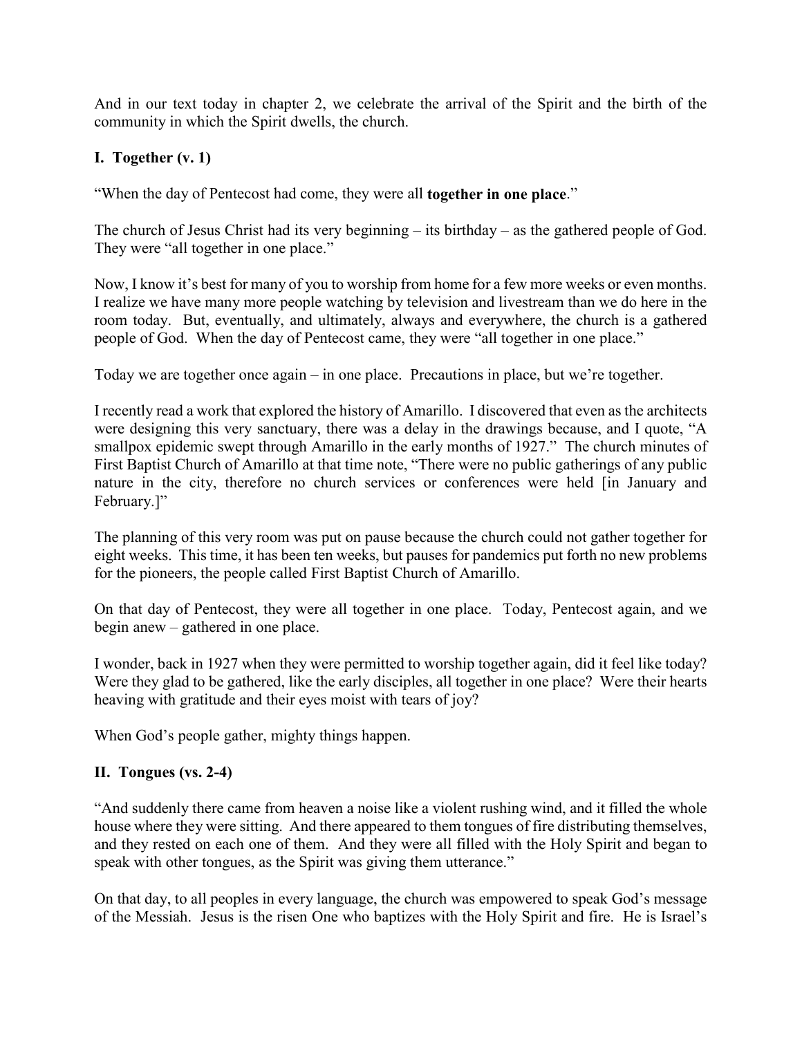And in our text today in chapter 2, we celebrate the arrival of the Spirit and the birth of the community in which the Spirit dwells, the church.

## I. Together (v. 1)

"When the day of Pentecost had come, they were all **together in one place**."

The church of Jesus Christ had its very beginning – its birthday – as the gathered people of God. They were "all together in one place."

Now, I know it's best for many of you to worship from home for a few more weeks or even months. I realize we have many more people watching by television and livestream than we do here in the room today. But, eventually, and ultimately, always and everywhere, the church is a gathered people of God. When the day of Pentecost came, they were "all together in one place."

Today we are together once again – in one place. Precautions in place, but we're together.

I recently read a work that explored the history of Amarillo. I discovered that even as the architects were designing this very sanctuary, there was a delay in the drawings because, and I quote, "A smallpox epidemic swept through Amarillo in the early months of 1927." The church minutes of First Baptist Church of Amarillo at that time note, "There were no public gatherings of any public nature in the city, therefore no church services or conferences were held [in January and February.]"

The planning of this very room was put on pause because the church could not gather together for eight weeks. This time, it has been ten weeks, but pauses for pandemics put forth no new problems for the pioneers, the people called First Baptist Church of Amarillo.

On that day of Pentecost, they were all together in one place. Today, Pentecost again, and we begin anew – gathered in one place.

I wonder, back in 1927 when they were permitted to worship together again, did it feel like today? Were they glad to be gathered, like the early disciples, all together in one place? Were their hearts heaving with gratitude and their eyes moist with tears of joy?

When God's people gather, mighty things happen.

## II. Tongues (vs. 2-4)

"And suddenly there came from heaven a noise like a violent rushing wind, and it filled the whole house where they were sitting. And there appeared to them tongues of fire distributing themselves, and they rested on each one of them. And they were all filled with the Holy Spirit and began to speak with other tongues, as the Spirit was giving them utterance."

On that day, to all peoples in every language, the church was empowered to speak God's message of the Messiah. Jesus is the risen One who baptizes with the Holy Spirit and fire. He is Israel's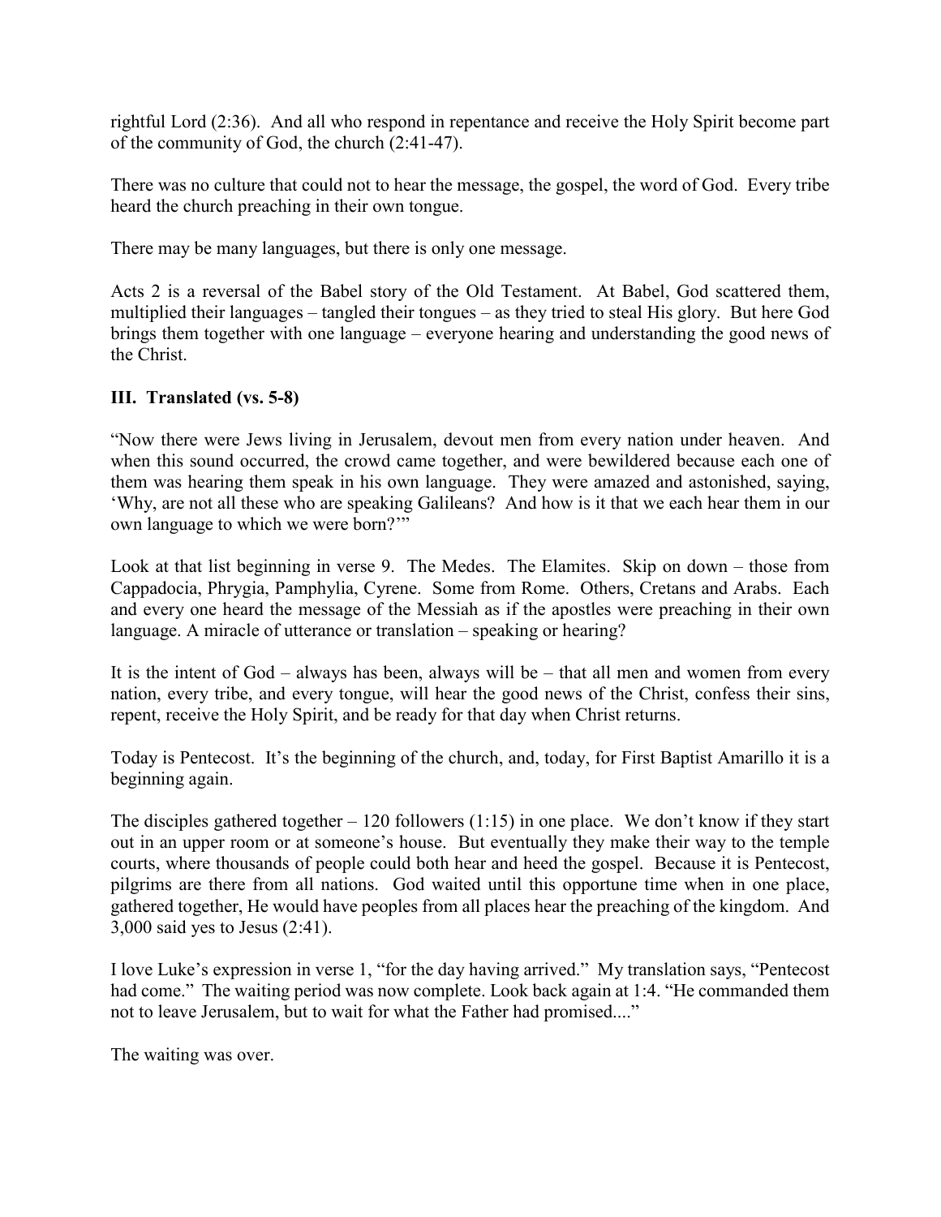rightful Lord (2:36). And all who respond in repentance and receive the Holy Spirit become part of the community of God, the church (2:41-47).

There was no culture that could not to hear the message, the gospel, the word of God. Every tribe heard the church preaching in their own tongue.

There may be many languages, but there is only one message.

Acts 2 is a reversal of the Babel story of the Old Testament. At Babel, God scattered them, multiplied their languages – tangled their tongues – as they tried to steal His glory. But here God brings them together with one language – everyone hearing and understanding the good news of the Christ.

### III. Translated (vs. 5-8)

"Now there were Jews living in Jerusalem, devout men from every nation under heaven. And when this sound occurred, the crowd came together, and were bewildered because each one of them was hearing them speak in his own language. They were amazed and astonished, saying, 'Why, are not all these who are speaking Galileans? And how is it that we each hear them in our own language to which we were born?'"

Look at that list beginning in verse 9. The Medes. The Elamites. Skip on down – those from Cappadocia, Phrygia, Pamphylia, Cyrene. Some from Rome. Others, Cretans and Arabs. Each and every one heard the message of the Messiah as if the apostles were preaching in their own language. A miracle of utterance or translation – speaking or hearing?

It is the intent of God – always has been, always will be – that all men and women from every nation, every tribe, and every tongue, will hear the good news of the Christ, confess their sins, repent, receive the Holy Spirit, and be ready for that day when Christ returns.

Today is Pentecost. It's the beginning of the church, and, today, for First Baptist Amarillo it is a beginning again.

The disciples gathered together – 120 followers (1:15) in one place. We don't know if they start out in an upper room or at someone's house. But eventually they make their way to the temple courts, where thousands of people could both hear and heed the gospel. Because it is Pentecost, pilgrims are there from all nations. God waited until this opportune time when in one place, gathered together, He would have peoples from all places hear the preaching of the kingdom. And 3,000 said yes to Jesus (2:41).

I love Luke's expression in verse 1, "for the day having arrived." My translation says, "Pentecost had come." The waiting period was now complete. Look back again at 1:4. "He commanded them not to leave Jerusalem, but to wait for what the Father had promised...."

The waiting was over.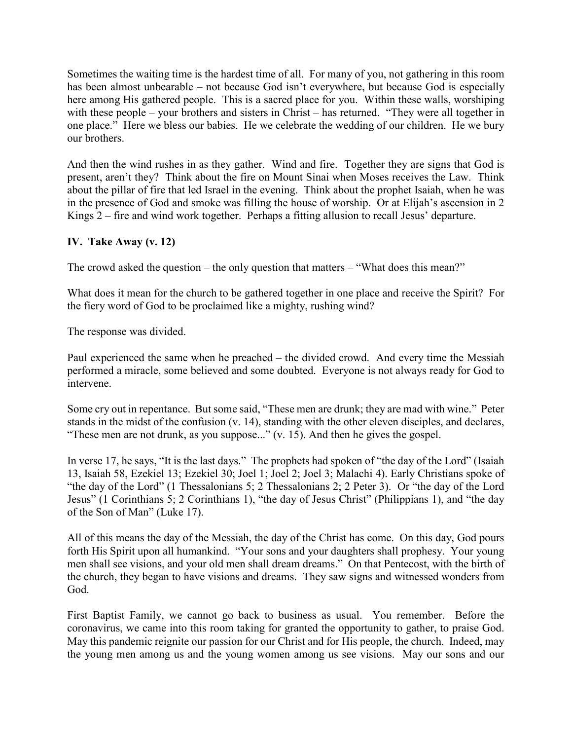Sometimes the waiting time is the hardest time of all. For many of you, not gathering in this room has been almost unbearable – not because God isn't everywhere, but because God is especially here among His gathered people. This is a sacred place for you. Within these walls, worshiping with these people – your brothers and sisters in Christ – has returned. "They were all together in one place." Here we bless our babies. He we celebrate the wedding of our children. He we bury our brothers.

And then the wind rushes in as they gather. Wind and fire. Together they are signs that God is present, aren't they? Think about the fire on Mount Sinai when Moses receives the Law. Think about the pillar of fire that led Israel in the evening. Think about the prophet Isaiah, when he was in the presence of God and smoke was filling the house of worship. Or at Elijah's ascension in 2 Kings 2 – fire and wind work together. Perhaps a fitting allusion to recall Jesus' departure.

**IV. Take Away (v. 12)**

The crowd asked the question – the only question that matters – "What does this mean?"

What does it mean for the church to be gathered together in one place and receive the Spirit? For the fiery word of God to be proclaimed like a mighty, rushing wind?

The response was divided.

Paul experienced the same when he preached – the divided crowd. And every time the Messiah performed a miracle, some believed and some doubted. Everyone is not always ready for God to intervene.

Some cry out in repentance. But some said, "These men are drunk; they are mad with wine." Peter stands in the midst of the confusion (v. 14), standing with the other eleven disciples, and declares, "These men are not drunk, as you suppose..." (v. 15). And then he gives the gospel.

In verse 17, he says, "It is the last days." The prophets had spoken of "the day of the Lord" (Isaiah 13, Isaiah 58, Ezekiel 13; Ezekiel 30; Joel 1; Joel 2; Joel 3; Malachi 4). Early Christians spoke of "the day of the Lord" (1 Thessalonians 5; 2 Thessalonians 2; 2 Peter 3). Or "the day of the Lord Jesus" (1 Corinthians 5; 2 Corinthians 1), "the day of Jesus Christ" (Philippians 1), and "the day of the Son of Man" (Luke 17).

All of this means the day of the Messiah, the day of the Christ has come. On this day, God pours forth His Spirit upon all humankind. "Your sons and your daughters shall prophesy. Your young men shall see visions, and your old men shall dream dreams." On that Pentecost, with the birth of the church, they began to have visions and dreams. They saw signs and witnessed wonders from God.

First Baptist Family, we cannot go back to business as usual. You remember. Before the coronavirus, we came into this room taking for granted the opportunity to gather, to praise God. May this pandemic reignite our passion for our Christ and for His people, the church. Indeed, may the young men among us and the young women among us see visions. May our sons and our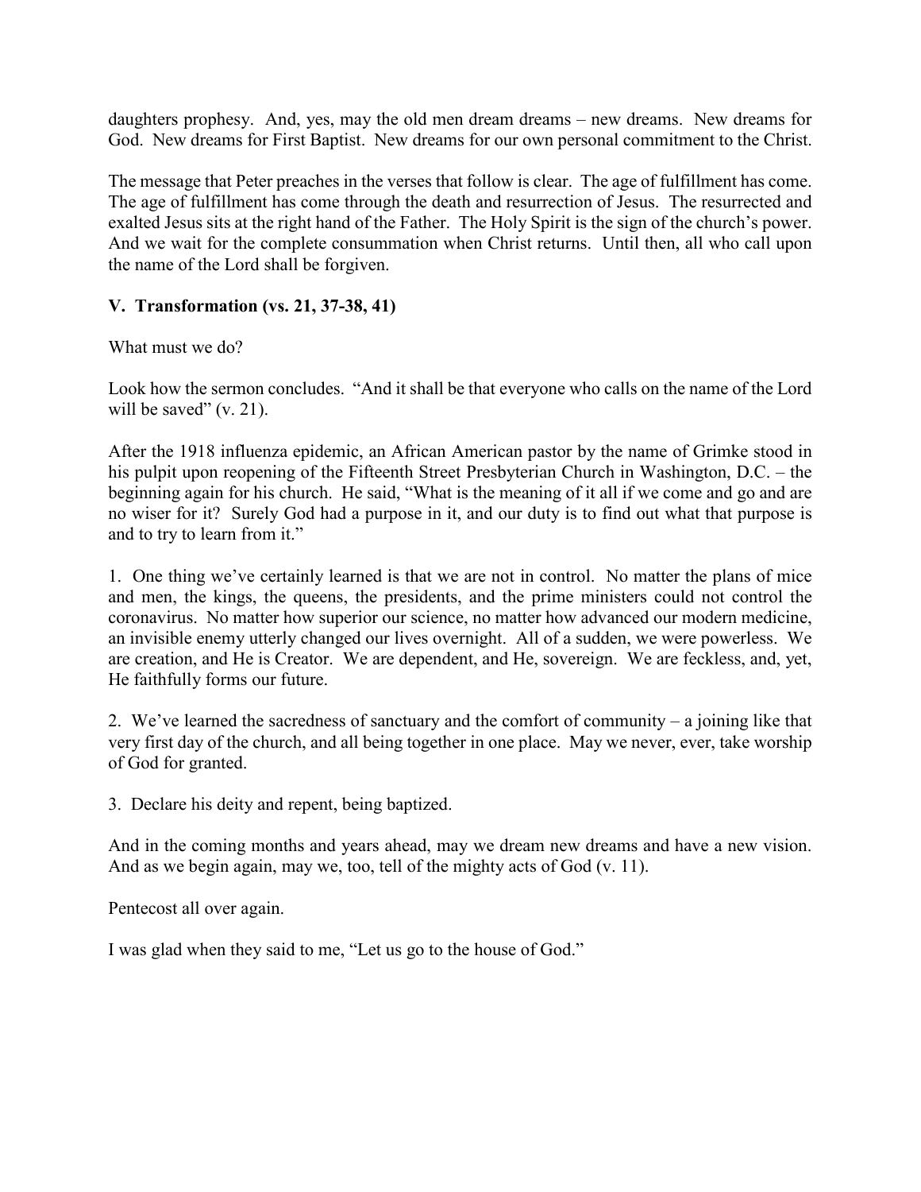daughters prophesy. And, yes, may the old men dream dreams – new dreams. New dreams for God. New dreams for First Baptist. New dreams for our own personal commitment to the Christ.

The message that Peter preaches in the verses that follow is clear. The age of fulfillment has come. The age of fulfillment has come through the death and resurrection of Jesus. The resurrected and exalted Jesus sits at the right hand of the Father. The Holy Spirit is the sign of the church's power. And we wait for the complete consummation when Christ returns. Until then, all who call upon the name of the Lord shall be forgiven.

### V. Transformation (vs. 21, 37-38, 41)

What must we do?

Look how the sermon concludes. "And it shall be that everyone who calls on the name of the Lord will be saved" (v. 21).

After the 1918 influenza epidemic, an African American pastor by the name of Grimke stood in his pulpit upon reopening of the Fifteenth Street Presbyterian Church in Washington, D.C. – the beginning again for his church. He said, "What is the meaning of it all if we come and go and are no wiser for it? Surely God had a purpose in it, and our duty is to find out what that purpose is and to try to learn from it."

1. One thing we've certainly learned is that we are not in control. No matter the plans of mice and men, the kings, the queens, the presidents, and the prime ministers could not control the coronavirus. No matter how superior our science, no matter how advanced our modern medicine, an invisible enemy utterly changed our lives overnight. All of a sudden, we were powerless. We are creation, and He is Creator. We are dependent, and He, sovereign. We are feckless, and, yet, He faithfully forms our future.

2. We've learned the sacredness of sanctuary and the comfort of community – a joining like that very first day of the church, and all being together in one place. May we never, ever, take worship of God for granted.

3. Declare his deity and repent, being baptized.

And in the coming months and years ahead, may we dream new dreams and have a new vision. And as we begin again, may we, too, tell of the mighty acts of God (v. 11).

Pentecost all over again.

I was glad when they said to me, "Let us go to the house of God."